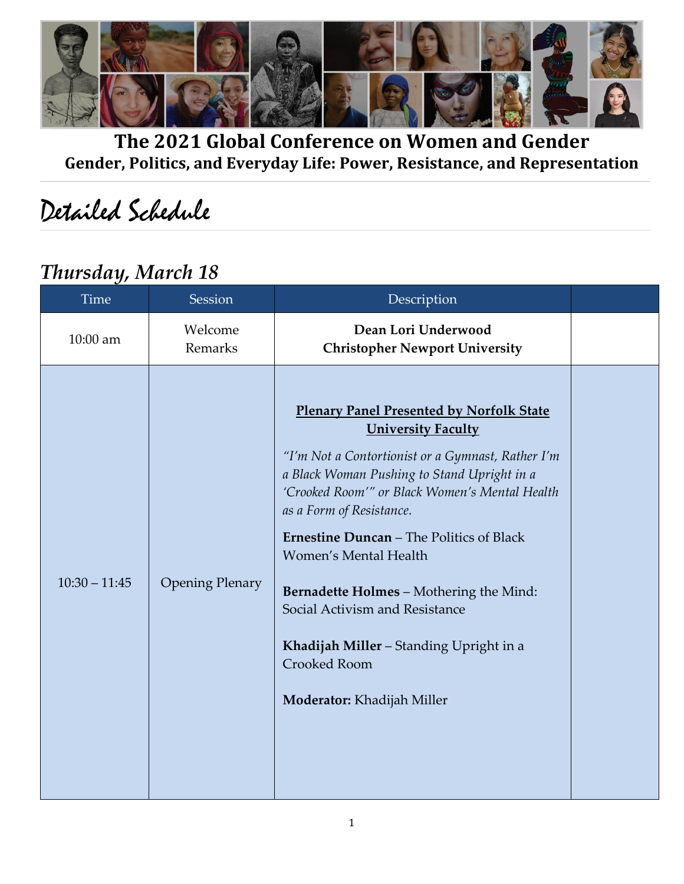# The 2021 Global Conference on Women and Gender

## Gender, Politics, and Everyday Life: Power, Resistance, and Representation

# Detailed Schedule

## *Thursday, March 18*

| Time | Session | Description | |
|---|---|---|---|
| 10:00 am | Welcome Remarks | **Dean Lori Underwood**<br>**Christopher Newport University** | |
| 10:30 – 11:45 | Opening Plenary | **Plenary Panel Presented by Norfolk State University Faculty**<br><br>*"I'm Not a Contortionist or a Gymnast, Rather I'm a Black Woman Pushing to Stand Upright in a 'Crooked Room'" or Black Women's Mental Health as a Form of Resistance.*<br><br>**Ernestine Duncan** – The Politics of Black Women's Mental Health<br><br>**Bernadette Holmes** – Mothering the Mind: Social Activism and Resistance<br><br>**Khadijah Miller** – Standing Upright in a Crooked Room<br><br>**Moderator:** Khadijah Miller | |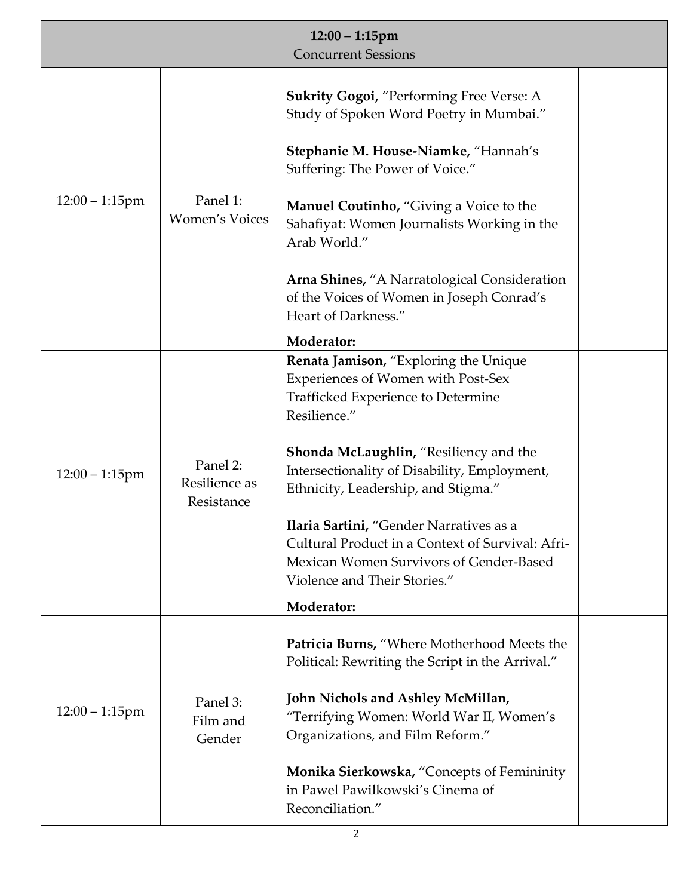| **12:00 – 1:15pm**<br>Concurrent Sessions | | | |
|---|---|---|---|
| 12:00 – 1:15pm | Panel 1: Women's Voices | **Sukrity Gogoi,** "Performing Free Verse: A Study of Spoken Word Poetry in Mumbai."<br><br>**Stephanie M. House-Niamke,** "Hannah's Suffering: The Power of Voice."<br><br>**Manuel Coutinho,** "Giving a Voice to the Sahafiyat: Women Journalists Working in the Arab World."<br><br>**Arna Shines,** "A Narratological Consideration of the Voices of Women in Joseph Conrad's Heart of Darkness."<br><br>**Moderator:** | |
| 12:00 – 1:15pm | Panel 2: Resilience as Resistance | **Renata Jamison,** "Exploring the Unique Experiences of Women with Post-Sex Trafficked Experience to Determine Resilience."<br><br>**Shonda McLaughlin,** "Resiliency and the Intersectionality of Disability, Employment, Ethnicity, Leadership, and Stigma."<br><br>**Ilaria Sartini,** "Gender Narratives as a Cultural Product in a Context of Survival: Afri-Mexican Women Survivors of Gender-Based Violence and Their Stories."<br><br>**Moderator:** | |
| 12:00 – 1:15pm | Panel 3: Film and Gender | **Patricia Burns,** "Where Motherhood Meets the Political: Rewriting the Script in the Arrival."<br><br>**John Nichols and Ashley McMillan,** "Terrifying Women: World War II, Women's Organizations, and Film Reform."<br><br>**Monika Sierkowska,** "Concepts of Femininity in Pawel Pawilkowski's Cinema of Reconciliation." | |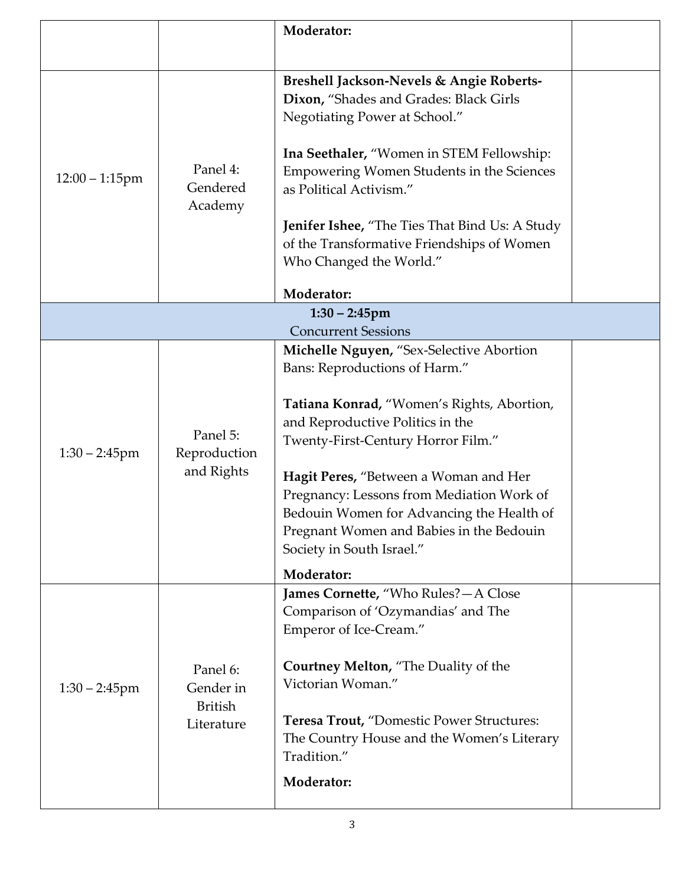| | | | |
|---|---|---|---|
| | | **Moderator:** | |
| 12:00 – 1:15pm | Panel 4: Gendered Academy | **Breshell Jackson-Nevels & Angie Roberts-Dixon,** "Shades and Grades: Black Girls Negotiating Power at School."<br><br>**Ina Seethaler,** "Women in STEM Fellowship: Empowering Women Students in the Sciences as Political Activism."<br><br>**Jenifer Ishee,** "The Ties That Bind Us: A Study of the Transformative Friendships of Women Who Changed the World."<br><br>**Moderator:** | |
| **1:30 – 2:45pm**<br>Concurrent Sessions | | | |
| 1:30 – 2:45pm | Panel 5: Reproduction and Rights | **Michelle Nguyen,** "Sex-Selective Abortion Bans: Reproductions of Harm."<br><br>**Tatiana Konrad,** "Women's Rights, Abortion, and Reproductive Politics in the Twenty-First-Century Horror Film."<br><br>**Hagit Peres,** "Between a Woman and Her Pregnancy: Lessons from Mediation Work of Bedouin Women for Advancing the Health of Pregnant Women and Babies in the Bedouin Society in South Israel."<br><br>**Moderator:** | |
| 1:30 – 2:45pm | Panel 6: Gender in British Literature | **James Cornette,** "Who Rules?—A Close Comparison of 'Ozymandias' and The Emperor of Ice-Cream."<br><br>**Courtney Melton,** "The Duality of the Victorian Woman."<br><br>**Teresa Trout,** "Domestic Power Structures: The Country House and the Women's Literary Tradition."<br><br>**Moderator:** | |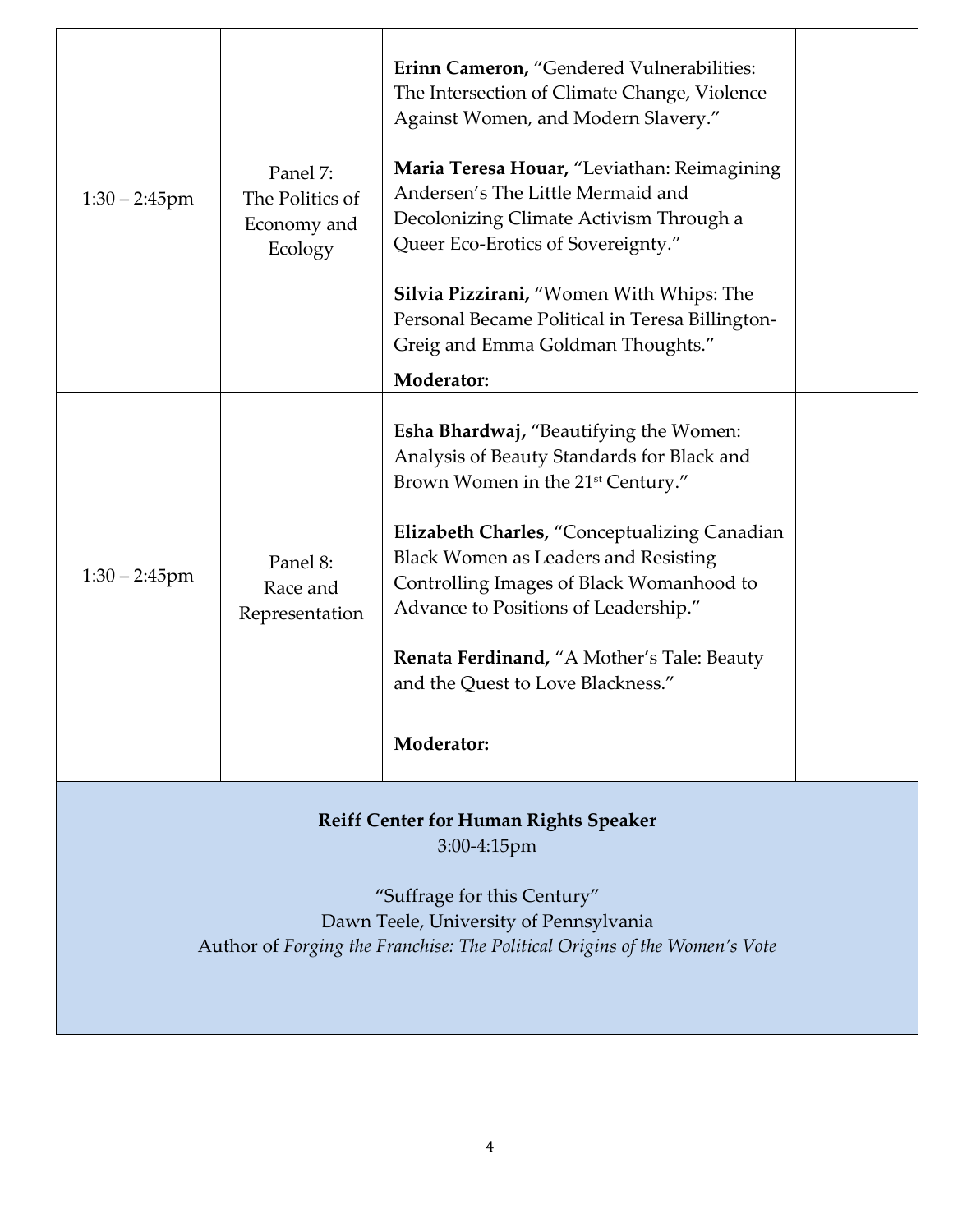| | | | |
|---|---|---|---|
| 1:30 – 2:45pm | Panel 7: The Politics of Economy and Ecology | **Erinn Cameron,** "Gendered Vulnerabilities: The Intersection of Climate Change, Violence Against Women, and Modern Slavery."<br><br>**Maria Teresa Houar,** "Leviathan: Reimagining Andersen's The Little Mermaid and Decolonizing Climate Activism Through a Queer Eco-Erotics of Sovereignty."<br><br>**Silvia Pizzirani,** "Women With Whips: The Personal Became Political in Teresa Billington-Greig and Emma Goldman Thoughts."<br><br>**Moderator:** | |
| 1:30 – 2:45pm | Panel 8: Race and Representation | **Esha Bhardwaj,** "Beautifying the Women: Analysis of Beauty Standards for Black and Brown Women in the 21st Century."<br><br>**Elizabeth Charles,** "Conceptualizing Canadian Black Women as Leaders and Resisting Controlling Images of Black Womanhood to Advance to Positions of Leadership."<br><br>**Renata Ferdinand,** "A Mother's Tale: Beauty and the Quest to Love Blackness."<br><br>**Moderator:** | |

**Reiff Center for Human Rights Speaker**
3:00-4:15pm

"Suffrage for this Century"
Dawn Teele, University of Pennsylvania
Author of *Forging the Franchise: The Political Origins of the Women's Vote*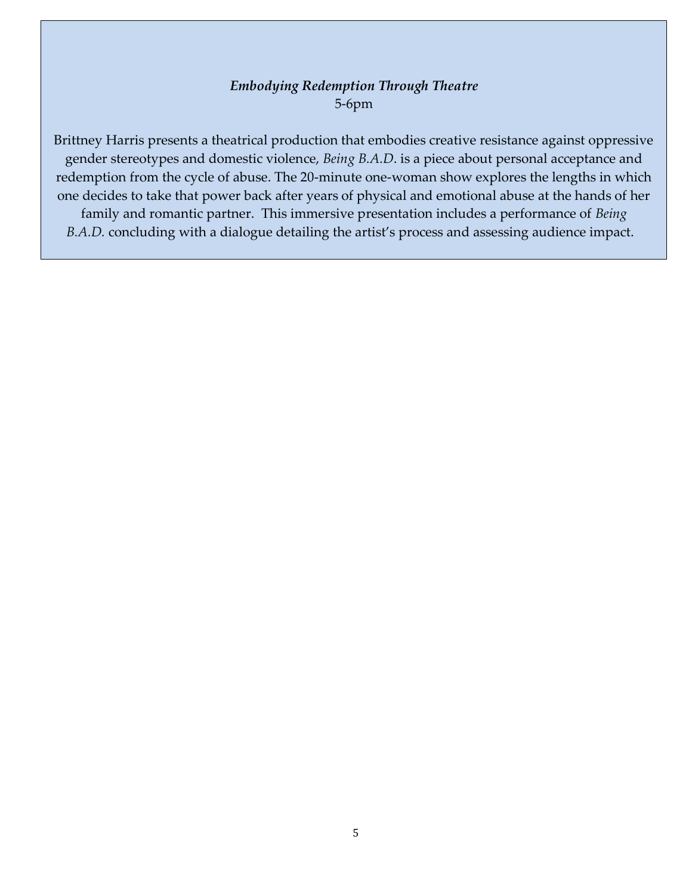***Embodying Redemption Through Theatre***

5-6pm

Brittney Harris presents a theatrical production that embodies creative resistance against oppressive gender stereotypes and domestic violence, *Being B.A.D*. is a piece about personal acceptance and redemption from the cycle of abuse. The 20-minute one-woman show explores the lengths in which one decides to take that power back after years of physical and emotional abuse at the hands of her family and romantic partner. This immersive presentation includes a performance of *Being B.A.D.* concluding with a dialogue detailing the artist's process and assessing audience impact.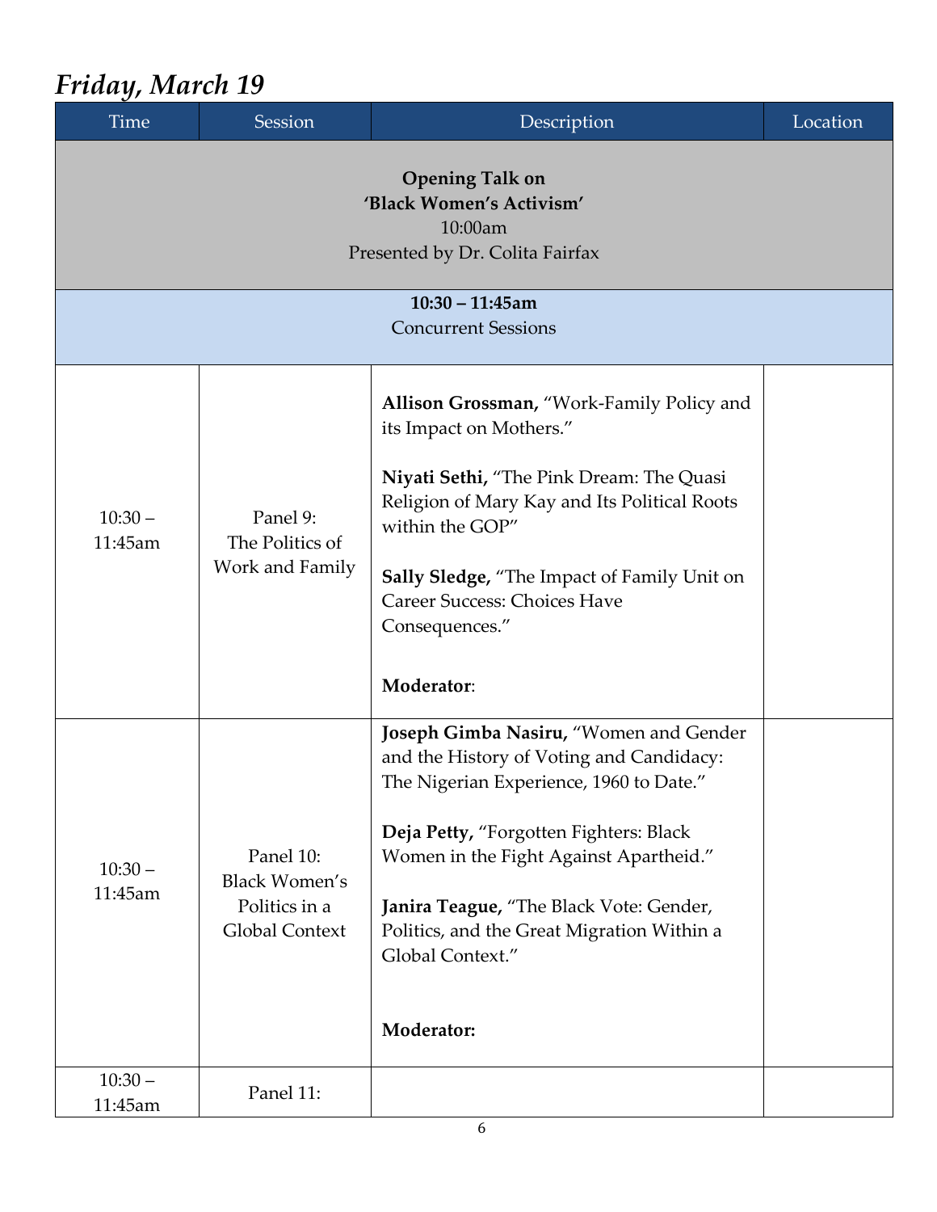## *Friday, March 19*

| Time | Session | Description | Location |
|---|---|---|---|
| **Opening Talk on 'Black Women's Activism'** 10:00am Presented by Dr. Colita Fairfax | | | |
| **10:30 – 11:45am** Concurrent Sessions | | | |
| 10:30 – 11:45am | Panel 9: The Politics of Work and Family | **Allison Grossman,** "Work-Family Policy and its Impact on Mothers." <br><br> **Niyati Sethi,** "The Pink Dream: The Quasi Religion of Mary Kay and Its Political Roots within the GOP" <br><br> **Sally Sledge,** "The Impact of Family Unit on Career Success: Choices Have Consequences." <br><br> **Moderator**: | |
| 10:30 – 11:45am | Panel 10: Black Women's Politics in a Global Context | **Joseph Gimba Nasiru,** "Women and Gender and the History of Voting and Candidacy: The Nigerian Experience, 1960 to Date." <br><br> **Deja Petty,** "Forgotten Fighters: Black Women in the Fight Against Apartheid." <br><br> **Janira Teague,** "The Black Vote: Gender, Politics, and the Great Migration Within a Global Context." <br><br> **Moderator:** | |
| 10:30 – 11:45am | Panel 11: | | |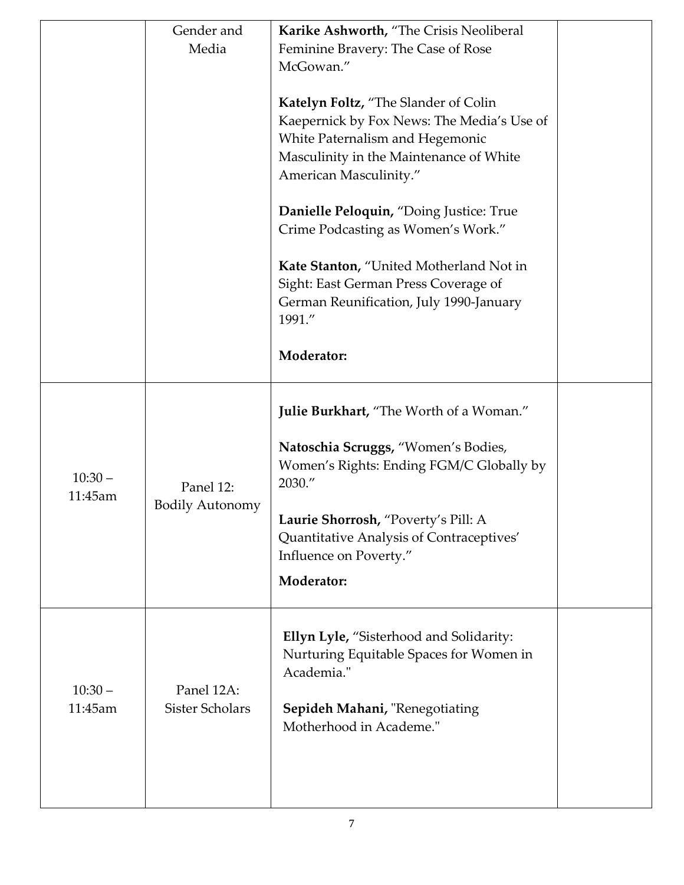| | | | |
|---|---|---|---|
| | Gender and Media | **Karike Ashworth,** "The Crisis Neoliberal Feminine Bravery: The Case of Rose McGowan."<br><br>**Katelyn Foltz,** "The Slander of Colin Kaepernick by Fox News: The Media's Use of White Paternalism and Hegemonic Masculinity in the Maintenance of White American Masculinity."<br><br>**Danielle Peloquin,** "Doing Justice: True Crime Podcasting as Women's Work."<br><br>**Kate Stanton,** "United Motherland Not in Sight: East German Press Coverage of German Reunification, July 1990-January 1991."<br><br>**Moderator:** | |
| 10:30 – 11:45am | Panel 12: Bodily Autonomy | **Julie Burkhart,** "The Worth of a Woman."<br><br>**Natoschia Scruggs,** "Women's Bodies, Women's Rights: Ending FGM/C Globally by 2030."<br><br>**Laurie Shorrosh,** "Poverty's Pill: A Quantitative Analysis of Contraceptives' Influence on Poverty."<br><br>**Moderator:** | |
| 10:30 – 11:45am | Panel 12A: Sister Scholars | **Ellyn Lyle,** "Sisterhood and Solidarity: Nurturing Equitable Spaces for Women in Academia."<br><br>**Sepideh Mahani,** "Renegotiating Motherhood in Academe." | |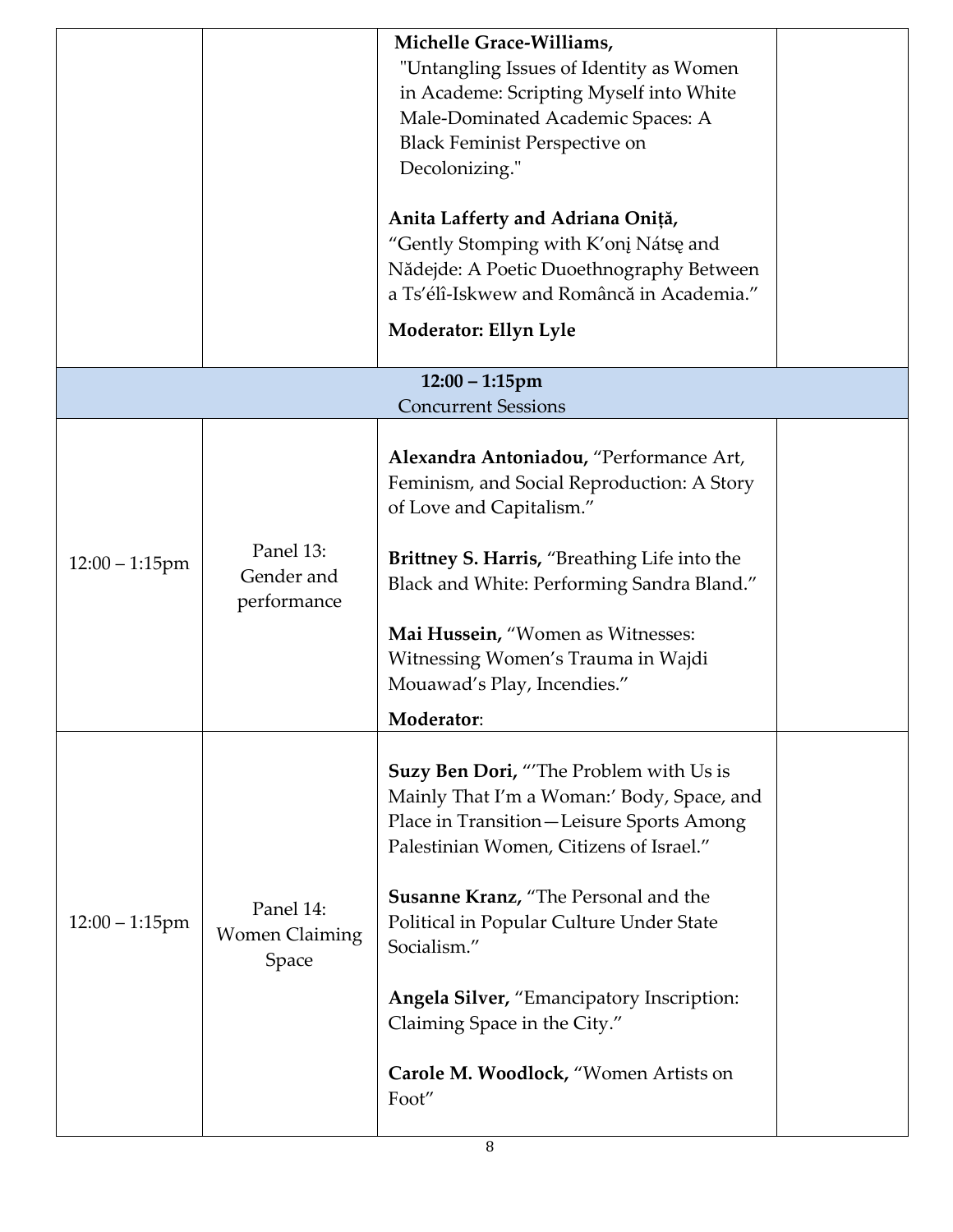| | | | |
|---|---|---|---|
| | | **Michelle Grace-Williams,** "Untangling Issues of Identity as Women in Academe: Scripting Myself into White Male-Dominated Academic Spaces: A Black Feminist Perspective on Decolonizing."<br><br>**Anita Lafferty and Adriana Oniță,** "Gently Stomping with K'onį Nátsę and Nădejde: A Poetic Duoethnography Between a Ts'élî-Iskwew and Română in Academia."<br><br>**Moderator: Ellyn Lyle** | |
| **12:00 – 1:15pm**<br>Concurrent Sessions | | | |
| 12:00 – 1:15pm | Panel 13: Gender and performance | **Alexandra Antoniadou,** "Performance Art, Feminism, and Social Reproduction: A Story of Love and Capitalism."<br><br>**Brittney S. Harris,** "Breathing Life into the Black and White: Performing Sandra Bland."<br><br>**Mai Hussein,** "Women as Witnesses: Witnessing Women's Trauma in Wajdi Mouawad's Play, Incendies."<br><br>**Moderator**: | |
| 12:00 – 1:15pm | Panel 14: Women Claiming Space | **Suzy Ben Dori,** "'The Problem with Us is Mainly That I'm a Woman:' Body, Space, and Place in Transition—Leisure Sports Among Palestinian Women, Citizens of Israel."<br><br>**Susanne Kranz,** "The Personal and the Political in Popular Culture Under State Socialism."<br><br>**Angela Silver,** "Emancipatory Inscription: Claiming Space in the City."<br><br>**Carole M. Woodlock,** "Women Artists on Foot" | |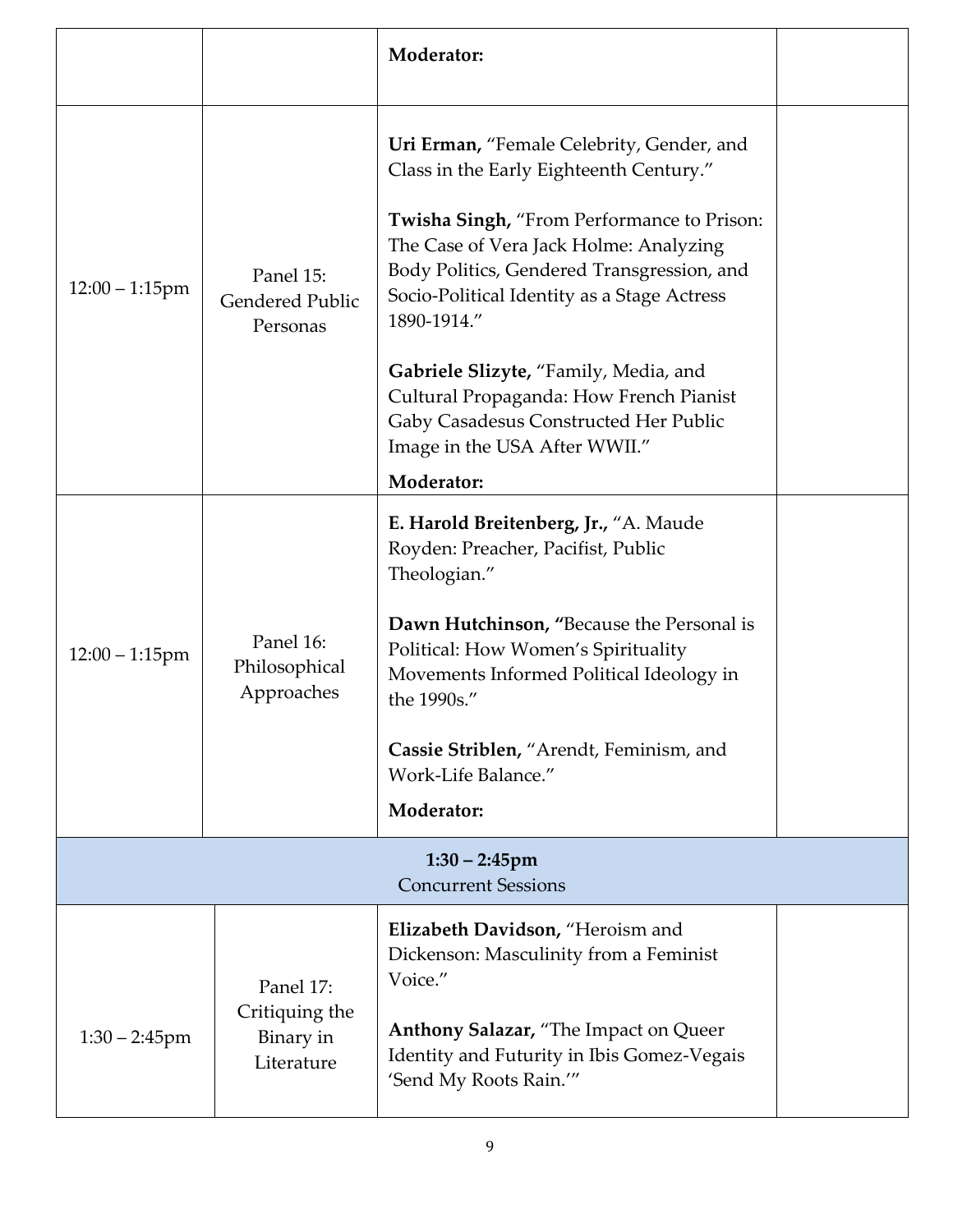| | | **Moderator:** | |
|---|---|---|---|
| 12:00 – 1:15pm | Panel 15: Gendered Public Personas | **Uri Erman,** "Female Celebrity, Gender, and Class in the Early Eighteenth Century."<br><br>**Twisha Singh,** "From Performance to Prison: The Case of Vera Jack Holme: Analyzing Body Politics, Gendered Transgression, and Socio-Political Identity as a Stage Actress 1890-1914."<br><br>**Gabriele Slizyte,** "Family, Media, and Cultural Propaganda: How French Pianist Gaby Casadesus Constructed Her Public Image in the USA After WWII."<br><br>**Moderator:** | |
| 12:00 – 1:15pm | Panel 16: Philosophical Approaches | **E. Harold Breitenberg, Jr.,** "A. Maude Royden: Preacher, Pacifist, Public Theologian."<br><br>**Dawn Hutchinson, "**Because the Personal is Political: How Women's Spirituality Movements Informed Political Ideology in the 1990s."<br><br>**Cassie Striblen,** "Arendt, Feminism, and Work-Life Balance."<br><br>**Moderator:** | |

**1:30 – 2:45pm**
Concurrent Sessions

| | | | |
|---|---|---|---|
| 1:30 – 2:45pm | Panel 17: Critiquing the Binary in Literature | **Elizabeth Davidson,** "Heroism and Dickenson: Masculinity from a Feminist Voice."<br><br>**Anthony Salazar,** "The Impact on Queer Identity and Futurity in Ibis Gomez-Vegais 'Send My Roots Rain.'" | |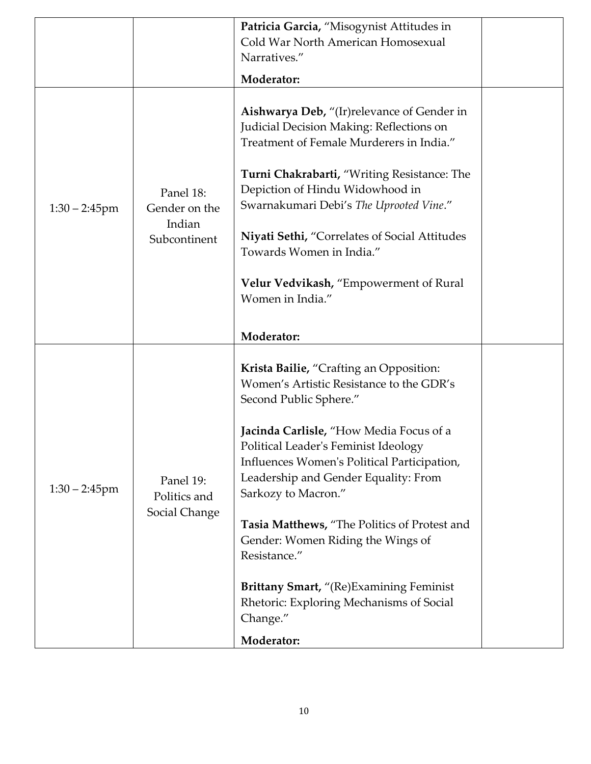|  |  |  |  |
|---|---|---|---|
|  |  | **Patricia Garcia,** "Misogynist Attitudes in Cold War North American Homosexual Narratives."<br><br>**Moderator:** |  |
| 1:30 – 2:45pm | Panel 18: Gender on the Indian Subcontinent | **Aishwarya Deb,** "(Ir)relevance of Gender in Judicial Decision Making: Reflections on Treatment of Female Murderers in India."<br><br>**Turni Chakrabarti,** "Writing Resistance: The Depiction of Hindu Widowhood in Swarnakumari Debi's *The Uprooted Vine*."<br><br>**Niyati Sethi,** "Correlates of Social Attitudes Towards Women in India."<br><br>**Velur Vedvikash,** "Empowerment of Rural Women in India."<br><br>**Moderator:** |  |
| 1:30 – 2:45pm | Panel 19: Politics and Social Change | **Krista Bailie,** "Crafting an Opposition: Women's Artistic Resistance to the GDR's Second Public Sphere."<br><br>**Jacinda Carlisle,** "How Media Focus of a Political Leader's Feminist Ideology Influences Women's Political Participation, Leadership and Gender Equality: From Sarkozy to Macron."<br><br>**Tasia Matthews,** "The Politics of Protest and Gender: Women Riding the Wings of Resistance."<br><br>**Brittany Smart,** "(Re)Examining Feminist Rhetoric: Exploring Mechanisms of Social Change."<br><br>**Moderator:** |  |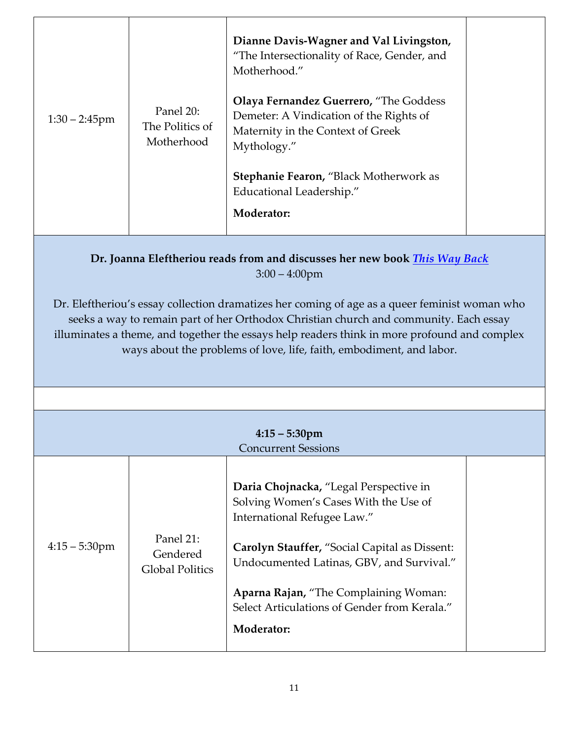| | | | |
|---|---|---|---|
| 1:30 – 2:45pm | Panel 20: The Politics of Motherhood | **Dianne Davis-Wagner and Val Livingston,** "The Intersectionality of Race, Gender, and Motherhood." <br><br> **Olaya Fernandez Guerrero,** "The Goddess Demeter: A Vindication of the Rights of Maternity in the Context of Greek Mythology." <br><br> **Stephanie Fearon,** "Black Motherwork as Educational Leadership." <br><br> **Moderator:** | |

**Dr. Joanna Eleftheriou reads from and discusses her new book *This Way Back***
3:00 – 4:00pm

Dr. Eleftheriou's essay collection dramatizes her coming of age as a queer feminist woman who seeks a way to remain part of her Orthodox Christian church and community. Each essay illuminates a theme, and together the essays help readers think in more profound and complex ways about the problems of love, life, faith, embodiment, and labor.

**4:15 – 5:30pm**
Concurrent Sessions

| | | | |
|---|---|---|---|
| 4:15 – 5:30pm | Panel 21: Gendered Global Politics | **Daria Chojnacka,** "Legal Perspective in Solving Women's Cases With the Use of International Refugee Law." <br><br> **Carolyn Stauffer,** "Social Capital as Dissent: Undocumented Latinas, GBV, and Survival." <br><br> **Aparna Rajan,** "The Complaining Woman: Select Articulations of Gender from Kerala." <br><br> **Moderator:** | |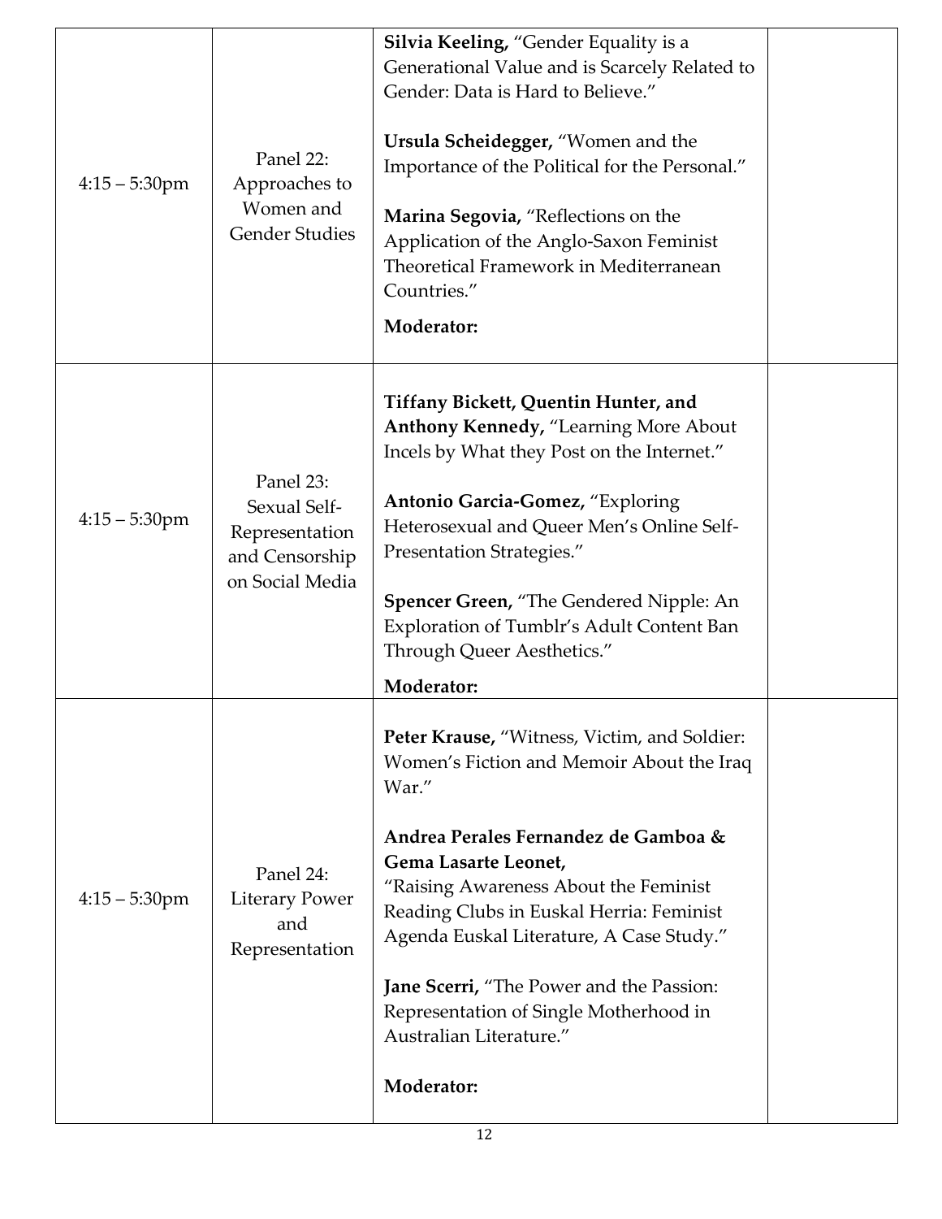| | | | |
|---|---|---|---|
| 4:15 – 5:30pm | Panel 22: Approaches to Women and Gender Studies | **Silvia Keeling,** "Gender Equality is a Generational Value and is Scarcely Related to Gender: Data is Hard to Believe."<br><br>**Ursula Scheidegger,** "Women and the Importance of the Political for the Personal."<br><br>**Marina Segovia,** "Reflections on the Application of the Anglo-Saxon Feminist Theoretical Framework in Mediterranean Countries."<br><br>**Moderator:** | |
| 4:15 – 5:30pm | Panel 23: Sexual Self-Representation and Censorship on Social Media | **Tiffany Bickett, Quentin Hunter, and Anthony Kennedy,** "Learning More About Incels by What they Post on the Internet."<br><br>**Antonio Garcia-Gomez,** "Exploring Heterosexual and Queer Men's Online Self-Presentation Strategies."<br><br>**Spencer Green,** "The Gendered Nipple: An Exploration of Tumblr's Adult Content Ban Through Queer Aesthetics."<br><br>**Moderator:** | |
| 4:15 – 5:30pm | Panel 24: Literary Power and Representation | **Peter Krause,** "Witness, Victim, and Soldier: Women's Fiction and Memoir About the Iraq War."<br><br>**Andrea Perales Fernandez de Gamboa & Gema Lasarte Leonet,** "Raising Awareness About the Feminist Reading Clubs in Euskal Herria: Feminist Agenda Euskal Literature, A Case Study."<br><br>**Jane Scerri,** "The Power and the Passion: Representation of Single Motherhood in Australian Literature."<br><br>**Moderator:** | |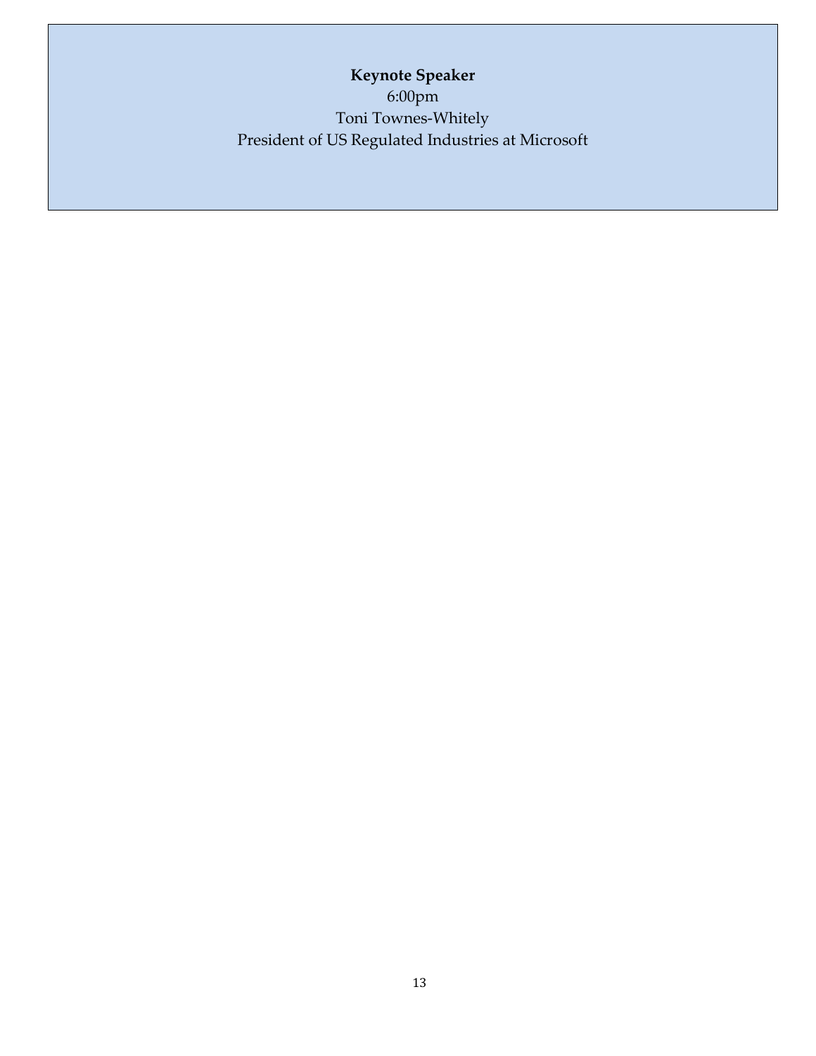**Keynote Speaker**

6:00pm

Toni Townes-Whitely

President of US Regulated Industries at Microsoft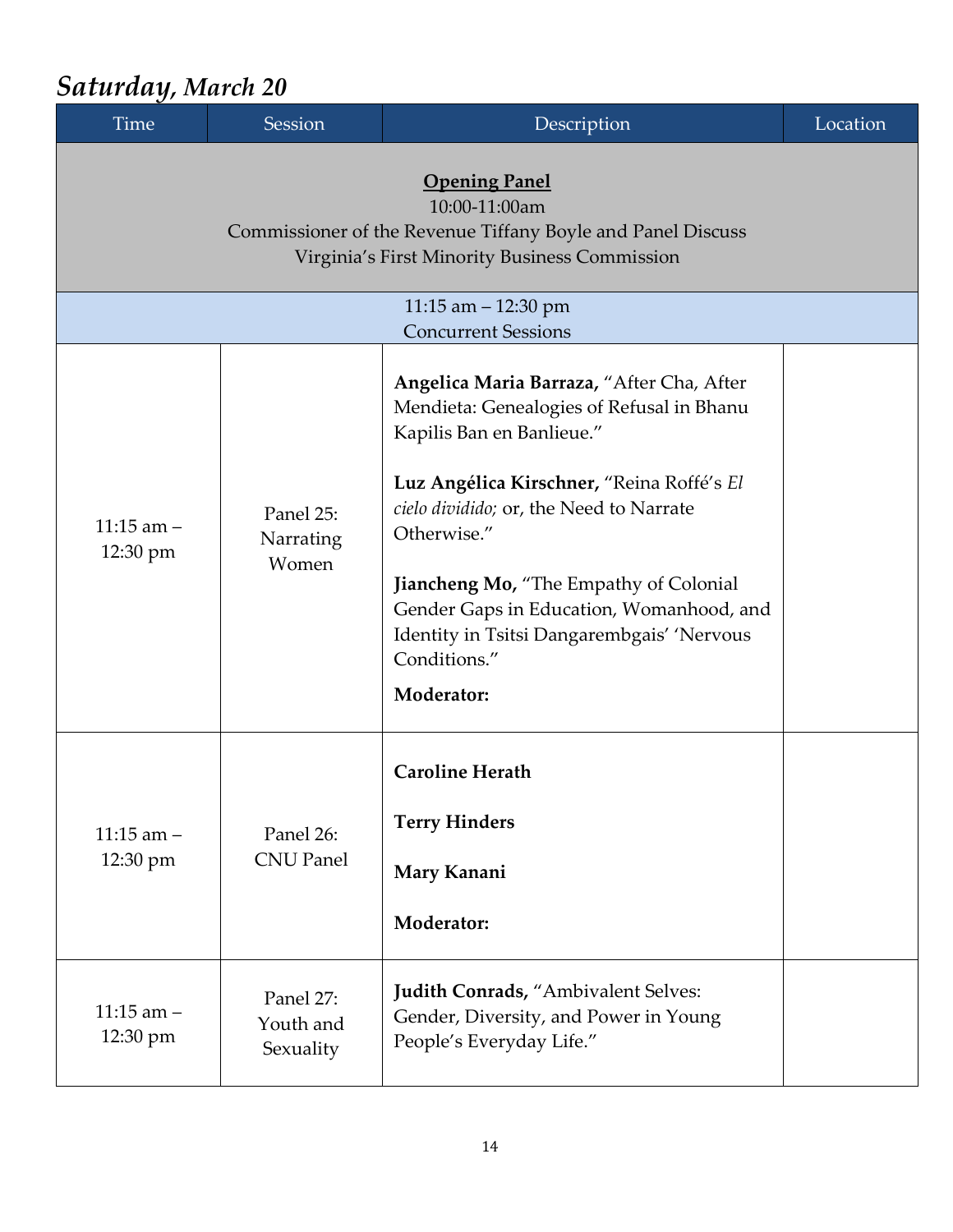# *Saturday, March 20*

| Time | Session | Description | Location |
|---|---|---|---|
| **Opening Panel**<br>10:00-11:00am<br>Commissioner of the Revenue Tiffany Boyle and Panel Discuss Virginia's First Minority Business Commission | | | |
| 11:15 am – 12:30 pm<br>Concurrent Sessions | | | |
| 11:15 am – 12:30 pm | Panel 25: Narrating Women | **Angelica Maria Barraza,** "After Cha, After Mendieta: Genealogies of Refusal in Bhanu Kapilis Ban en Banlieue."<br><br>**Luz Angélica Kirschner,** "Reina Roffé's *El cielo divido;* or, the Need to Narrate Otherwise."<br><br>**Jiancheng Mo,** "The Empathy of Colonial Gender Gaps in Education, Womanhood, and Identity in Tsitsi Dangarembgais' 'Nervous Conditions."<br><br>**Moderator:** | |
| 11:15 am – 12:30 pm | Panel 26: CNU Panel | **Caroline Herath**<br><br>**Terry Hinders**<br><br>**Mary Kanani**<br><br>**Moderator:** | |
| 11:15 am – 12:30 pm | Panel 27: Youth and Sexuality | **Judith Conrads,** "Ambivalent Selves: Gender, Diversity, and Power in Young People's Everyday Life." | |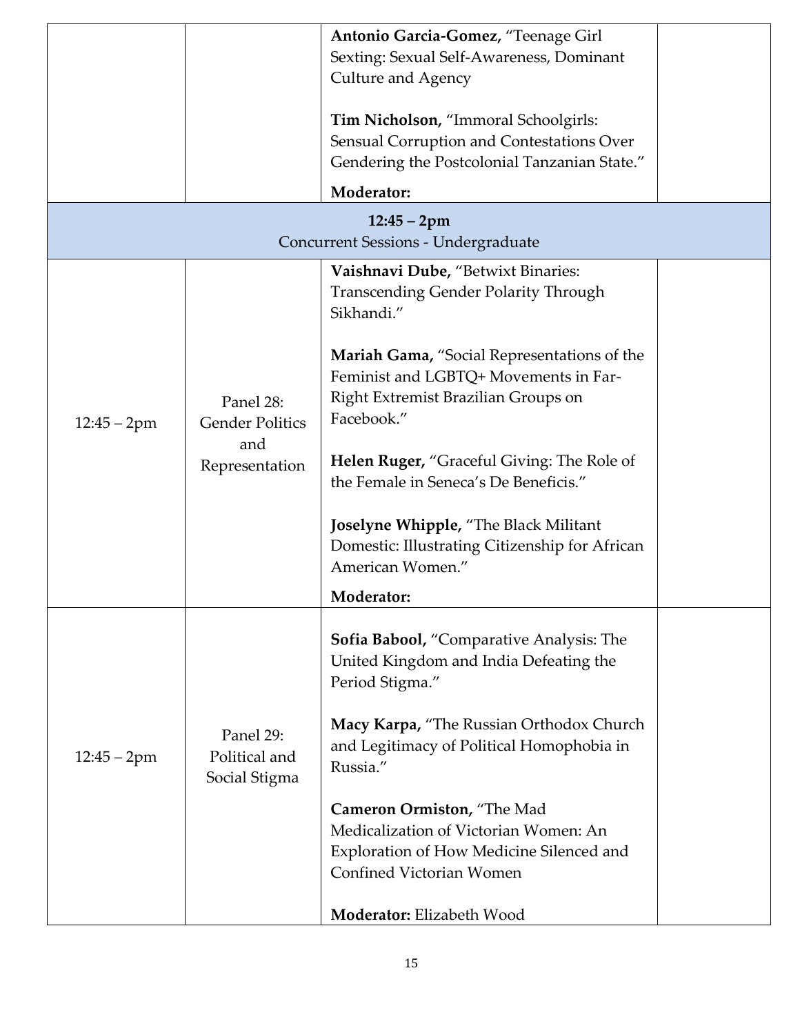| | | | |
|---|---|---|---|
| | | **Antonio Garcia-Gomez,** "Teenage Girl Sexting: Sexual Self-Awareness, Dominant Culture and Agency<br><br>**Tim Nicholson,** "Immoral Schoolgirls: Sensual Corruption and Contestations Over Gendering the Postcolonial Tanzanian State."<br><br>**Moderator:** | |
| **12:45 – 2pm**<br>Concurrent Sessions - Undergraduate | | | |
| 12:45 – 2pm | Panel 28: Gender Politics and Representation | **Vaishnavi Dube,** "Betwixt Binaries: Transcending Gender Polarity Through Sikhandi."<br><br>**Mariah Gama,** "Social Representations of the Feminist and LGBTQ+ Movements in Far-Right Extremist Brazilian Groups on Facebook."<br><br>**Helen Ruger,** "Graceful Giving: The Role of the Female in Seneca's De Beneficis."<br><br>**Joselyne Whipple,** "The Black Militant Domestic: Illustrating Citizenship for African American Women."<br><br>**Moderator:** | |
| 12:45 – 2pm | Panel 29: Political and Social Stigma | **Sofia Babool,** "Comparative Analysis: The United Kingdom and India Defeating the Period Stigma."<br><br>**Macy Karpa,** "The Russian Orthodox Church and Legitimacy of Political Homophobia in Russia."<br><br>**Cameron Ormiston,** "The Mad Medicalization of Victorian Women: An Exploration of How Medicine Silenced and Confined Victorian Women<br><br>**Moderator:** Elizabeth Wood | |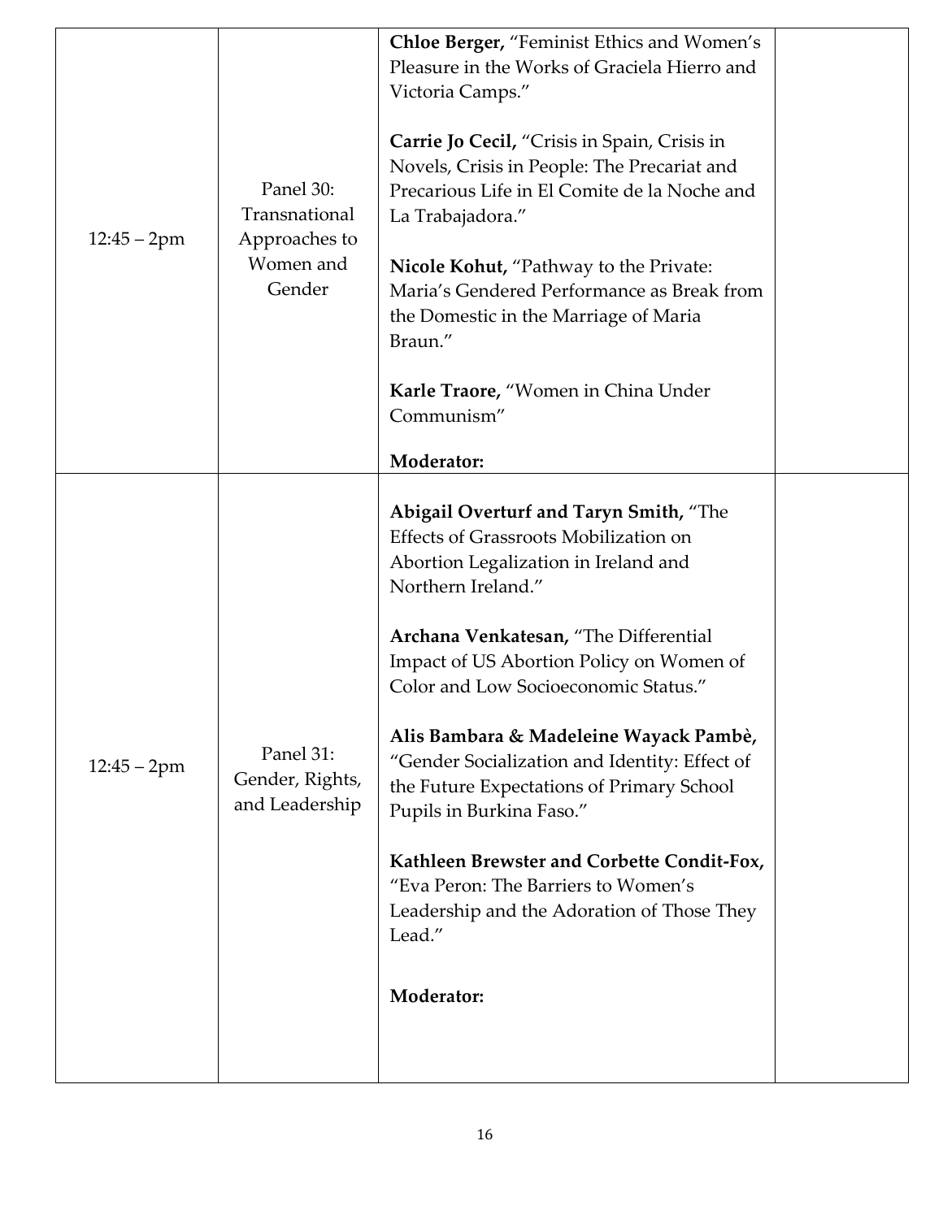| | | | |
|---|---|---|---|
| 12:45 – 2pm | Panel 30: Transnational Approaches to Women and Gender | **Chloe Berger,** "Feminist Ethics and Women's Pleasure in the Works of Graciela Hierro and Victoria Camps."<br><br>**Carrie Jo Cecil,** "Crisis in Spain, Crisis in Novels, Crisis in People: The Precariat and Precarious Life in El Comite de la Noche and La Trabajadora."<br><br>**Nicole Kohut,** "Pathway to the Private: Maria's Gendered Performance as Break from the Domestic in the Marriage of Maria Braun."<br><br>**Karle Traore,** "Women in China Under Communism"<br><br>**Moderator:** | |
| 12:45 – 2pm | Panel 31: Gender, Rights, and Leadership | **Abigail Overturf and Taryn Smith,** "The Effects of Grassroots Mobilization on Abortion Legalization in Ireland and Northern Ireland."<br><br>**Archana Venkatesan,** "The Differential Impact of US Abortion Policy on Women of Color and Low Socioeconomic Status."<br><br>**Alis Bambara & Madeleine Wayack Pambè,** "Gender Socialization and Identity: Effect of the Future Expectations of Primary School Pupils in Burkina Faso."<br><br>**Kathleen Brewster and Corbette Condit-Fox,** "Eva Peron: The Barriers to Women's Leadership and the Adoration of Those They Lead."<br><br>**Moderator:** | |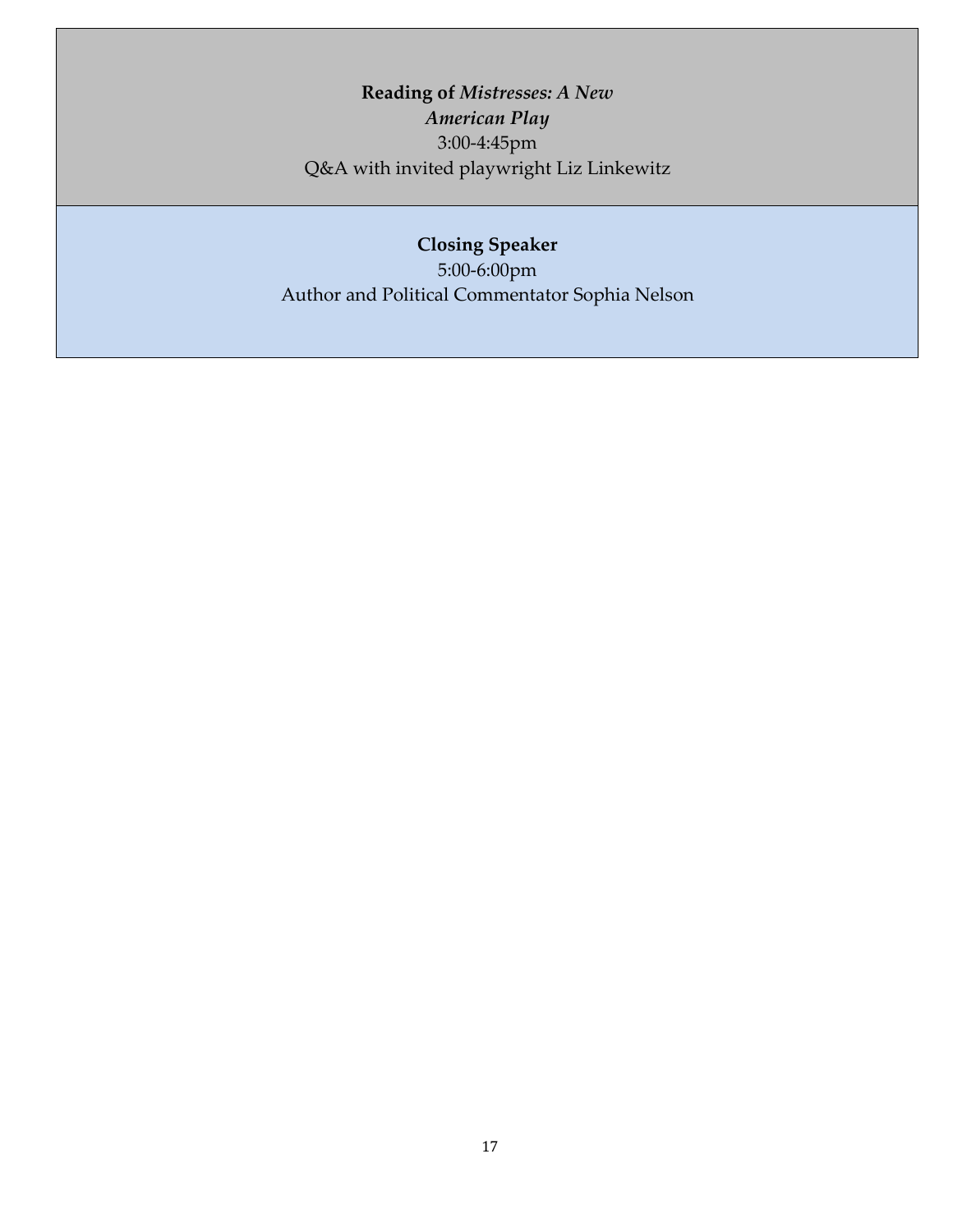**Reading of *Mistresses: A New American Play***

3:00-4:45pm

Q&A with invited playwright Liz Linkewitz

**Closing Speaker**

5:00-6:00pm

Author and Political Commentator Sophia Nelson